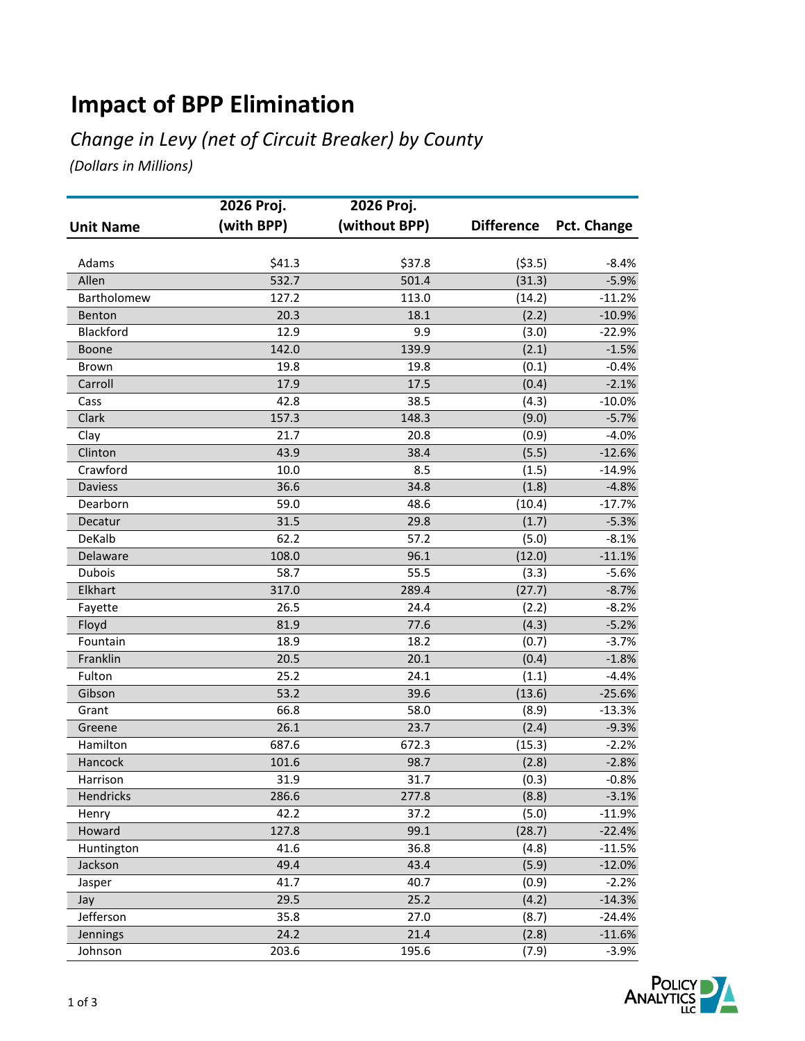# Impact of BPP Elimination

## *Change in Levy (net of Circuit Breaker) by County*

*(Dollars in Millions)*

| Unit Name | 2026 Proj. (with BPP) | 2026 Proj. (without BPP) | Difference | Pct. Change |
|---|---|---|---|---|
| Adams | $41.3 | $37.8 | ($3.5) | -8.4% |
| Allen | 532.7 | 501.4 | (31.3) | -5.9% |
| Bartholomew | 127.2 | 113.0 | (14.2) | -11.2% |
| Benton | 20.3 | 18.1 | (2.2) | -10.9% |
| Blackford | 12.9 | 9.9 | (3.0) | -22.9% |
| Boone | 142.0 | 139.9 | (2.1) | -1.5% |
| Brown | 19.8 | 19.8 | (0.1) | -0.4% |
| Carroll | 17.9 | 17.5 | (0.4) | -2.1% |
| Cass | 42.8 | 38.5 | (4.3) | -10.0% |
| Clark | 157.3 | 148.3 | (9.0) | -5.7% |
| Clay | 21.7 | 20.8 | (0.9) | -4.0% |
| Clinton | 43.9 | 38.4 | (5.5) | -12.6% |
| Crawford | 10.0 | 8.5 | (1.5) | -14.9% |
| Daviess | 36.6 | 34.8 | (1.8) | -4.8% |
| Dearborn | 59.0 | 48.6 | (10.4) | -17.7% |
| Decatur | 31.5 | 29.8 | (1.7) | -5.3% |
| DeKalb | 62.2 | 57.2 | (5.0) | -8.1% |
| Delaware | 108.0 | 96.1 | (12.0) | -11.1% |
| Dubois | 58.7 | 55.5 | (3.3) | -5.6% |
| Elkhart | 317.0 | 289.4 | (27.7) | -8.7% |
| Fayette | 26.5 | 24.4 | (2.2) | -8.2% |
| Floyd | 81.9 | 77.6 | (4.3) | -5.2% |
| Fountain | 18.9 | 18.2 | (0.7) | -3.7% |
| Franklin | 20.5 | 20.1 | (0.4) | -1.8% |
| Fulton | 25.2 | 24.1 | (1.1) | -4.4% |
| Gibson | 53.2 | 39.6 | (13.6) | -25.6% |
| Grant | 66.8 | 58.0 | (8.9) | -13.3% |
| Greene | 26.1 | 23.7 | (2.4) | -9.3% |
| Hamilton | 687.6 | 672.3 | (15.3) | -2.2% |
| Hancock | 101.6 | 98.7 | (2.8) | -2.8% |
| Harrison | 31.9 | 31.7 | (0.3) | -0.8% |
| Hendricks | 286.6 | 277.8 | (8.8) | -3.1% |
| Henry | 42.2 | 37.2 | (5.0) | -11.9% |
| Howard | 127.8 | 99.1 | (28.7) | -22.4% |
| Huntington | 41.6 | 36.8 | (4.8) | -11.5% |
| Jackson | 49.4 | 43.4 | (5.9) | -12.0% |
| Jasper | 41.7 | 40.7 | (0.9) | -2.2% |
| Jay | 29.5 | 25.2 | (4.2) | -14.3% |
| Jefferson | 35.8 | 27.0 | (8.7) | -24.4% |
| Jennings | 24.2 | 21.4 | (2.8) | -11.6% |
| Johnson | 203.6 | 195.6 | (7.9) | -3.9% |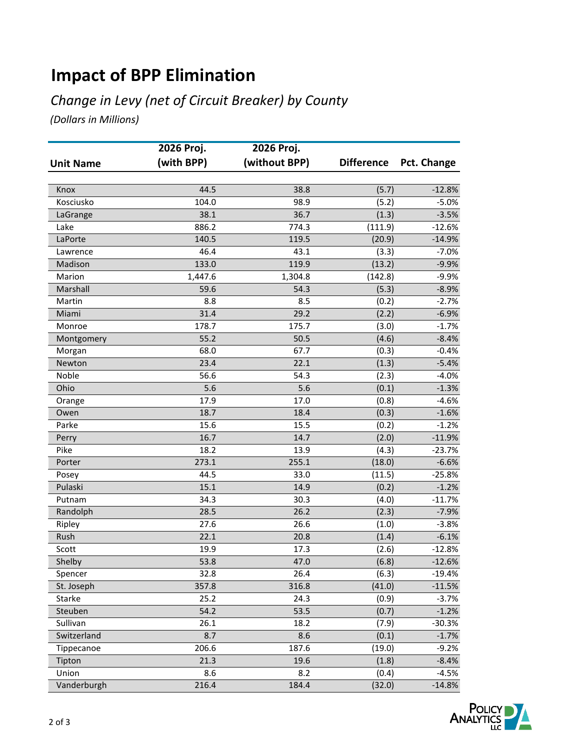# Impact of BPP Elimination

## *Change in Levy (net of Circuit Breaker) by County*

*(Dollars in Millions)*

| Unit Name | 2026 Proj. (with BPP) | 2026 Proj. (without BPP) | Difference | Pct. Change |
|---|---|---|---|---|
| Knox | 44.5 | 38.8 | (5.7) | -12.8% |
| Kosciusko | 104.0 | 98.9 | (5.2) | -5.0% |
| LaGrange | 38.1 | 36.7 | (1.3) | -3.5% |
| Lake | 886.2 | 774.3 | (111.9) | -12.6% |
| LaPorte | 140.5 | 119.5 | (20.9) | -14.9% |
| Lawrence | 46.4 | 43.1 | (3.3) | -7.0% |
| Madison | 133.0 | 119.9 | (13.2) | -9.9% |
| Marion | 1,447.6 | 1,304.8 | (142.8) | -9.9% |
| Marshall | 59.6 | 54.3 | (5.3) | -8.9% |
| Martin | 8.8 | 8.5 | (0.2) | -2.7% |
| Miami | 31.4 | 29.2 | (2.2) | -6.9% |
| Monroe | 178.7 | 175.7 | (3.0) | -1.7% |
| Montgomery | 55.2 | 50.5 | (4.6) | -8.4% |
| Morgan | 68.0 | 67.7 | (0.3) | -0.4% |
| Newton | 23.4 | 22.1 | (1.3) | -5.4% |
| Noble | 56.6 | 54.3 | (2.3) | -4.0% |
| Ohio | 5.6 | 5.6 | (0.1) | -1.3% |
| Orange | 17.9 | 17.0 | (0.8) | -4.6% |
| Owen | 18.7 | 18.4 | (0.3) | -1.6% |
| Parke | 15.6 | 15.5 | (0.2) | -1.2% |
| Perry | 16.7 | 14.7 | (2.0) | -11.9% |
| Pike | 18.2 | 13.9 | (4.3) | -23.7% |
| Porter | 273.1 | 255.1 | (18.0) | -6.6% |
| Posey | 44.5 | 33.0 | (11.5) | -25.8% |
| Pulaski | 15.1 | 14.9 | (0.2) | -1.2% |
| Putnam | 34.3 | 30.3 | (4.0) | -11.7% |
| Randolph | 28.5 | 26.2 | (2.3) | -7.9% |
| Ripley | 27.6 | 26.6 | (1.0) | -3.8% |
| Rush | 22.1 | 20.8 | (1.4) | -6.1% |
| Scott | 19.9 | 17.3 | (2.6) | -12.8% |
| Shelby | 53.8 | 47.0 | (6.8) | -12.6% |
| Spencer | 32.8 | 26.4 | (6.3) | -19.4% |
| St. Joseph | 357.8 | 316.8 | (41.0) | -11.5% |
| Starke | 25.2 | 24.3 | (0.9) | -3.7% |
| Steuben | 54.2 | 53.5 | (0.7) | -1.2% |
| Sullivan | 26.1 | 18.2 | (7.9) | -30.3% |
| Switzerland | 8.7 | 8.6 | (0.1) | -1.7% |
| Tippecanoe | 206.6 | 187.6 | (19.0) | -9.2% |
| Tipton | 21.3 | 19.6 | (1.8) | -8.4% |
| Union | 8.6 | 8.2 | (0.4) | -4.5% |
| Vanderburgh | 216.4 | 184.4 | (32.0) | -14.8% |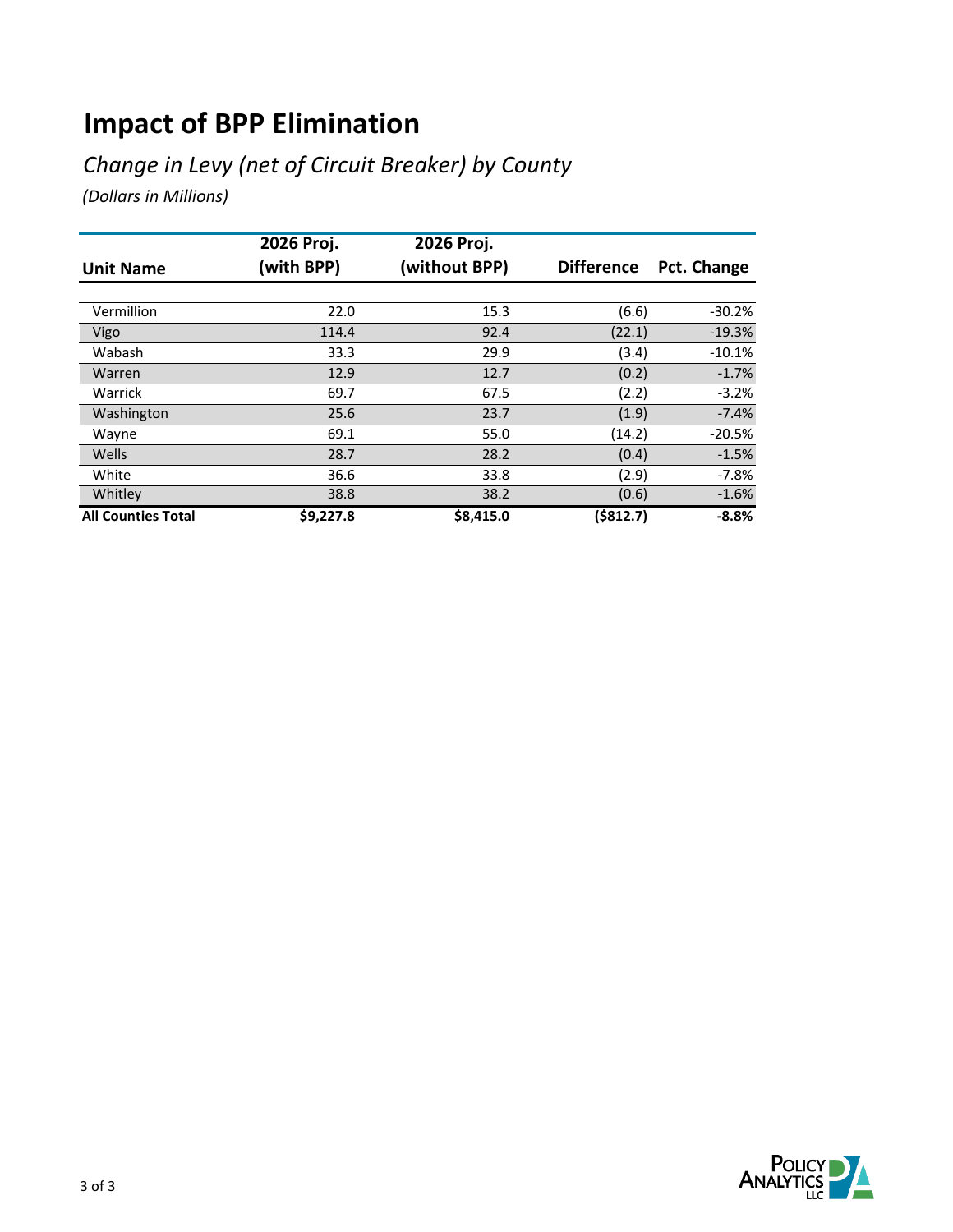# Impact of BPP Elimination

## *Change in Levy (net of Circuit Breaker) by County*

*(Dollars in Millions)*

| Unit Name | 2026 Proj. (with BPP) | 2026 Proj. (without BPP) | Difference | Pct. Change |
|---|---|---|---|---|
| Vermillion | 22.0 | 15.3 | (6.6) | -30.2% |
| Vigo | 114.4 | 92.4 | (22.1) | -19.3% |
| Wabash | 33.3 | 29.9 | (3.4) | -10.1% |
| Warren | 12.9 | 12.7 | (0.2) | -1.7% |
| Warrick | 69.7 | 67.5 | (2.2) | -3.2% |
| Washington | 25.6 | 23.7 | (1.9) | -7.4% |
| Wayne | 69.1 | 55.0 | (14.2) | -20.5% |
| Wells | 28.7 | 28.2 | (0.4) | -1.5% |
| White | 36.6 | 33.8 | (2.9) | -7.8% |
| Whitley | 38.8 | 38.2 | (0.6) | -1.6% |
| **All Counties Total** | **$9,227.8** | **$8,415.0** | **($812.7)** | **-8.8%** |